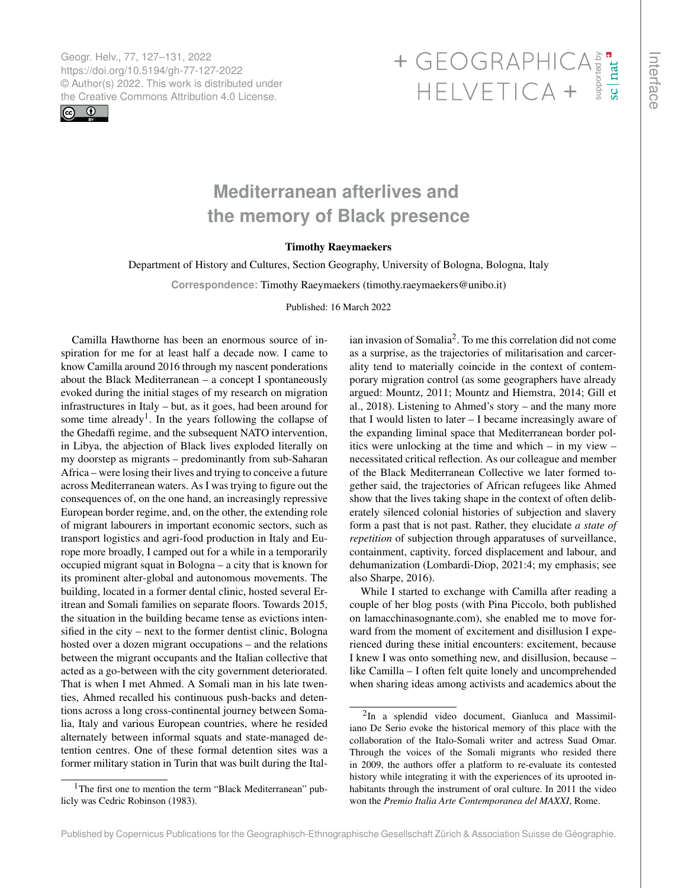# Mediterranean afterlives and the memory of Black presence

**Timothy Raeymaekers**

Department of History and Cultures, Section Geography, University of Bologna, Bologna, Italy

**Correspondence:** Timothy Raeymaekers (timothy.raeymaekers@unibo.it)

Published: 16 March 2022

Camilla Hawthorne has been an enormous source of inspiration for me for at least half a decade now. I came to know Camilla around 2016 through my nascent ponderations about the Black Mediterranean – a concept I spontaneously evoked during the initial stages of my research on migration infrastructures in Italy – but, as it goes, had been around for some time already[1]. In the years following the collapse of the Ghedaffi regime, and the subsequent NATO intervention, in Libya, the abjection of Black lives exploded literally on my doorstep as migrants – predominantly from sub-Saharan Africa – were losing their lives and trying to conceive a future across Mediterranean waters. As I was trying to figure out the consequences of, on the one hand, an increasingly repressive European border regime, and, on the other, the extending role of migrant labourers in important economic sectors, such as transport logistics and agri-food production in Italy and Europe more broadly, I camped out for a while in a temporarily occupied migrant squat in Bologna – a city that is known for its prominent alter-global and autonomous movements. The building, located in a former dental clinic, hosted several Eritrean and Somali families on separate floors. Towards 2015, the situation in the building became tense as evictions intensified in the city – next to the former dentist clinic, Bologna hosted over a dozen migrant occupations – and the relations between the migrant occupants and the Italian collective that acted as a go-between with the city government deteriorated. That is when I met Ahmed. A Somali man in his late twenties, Ahmed recalled his continuous push-backs and detentions across a long cross-continental journey between Somalia, Italy and various European countries, where he resided alternately between informal squats and state-managed detention centres. One of these formal detention sites was a former military station in Turin that was built during the Italian invasion of Somalia[2]. To me this correlation did not come as a surprise, as the trajectories of militarisation and carcerality tend to materially coincide in the context of contemporary migration control (as some geographers have already argued: Mountz, 2011; Mountz and Hiemstra, 2014; Gill et al., 2018). Listening to Ahmed's story – and the many more that I would listen to later – I became increasingly aware of the expanding liminal space that Mediterranean border politics were unlocking at the time and which – in my view – necessitated critical reflection. As our colleague and member of the Black Mediterranean Collective we later formed together said, the trajectories of African refugees like Ahmed show that the lives taking shape in the context of often deliberately silenced colonial histories of subjection and slavery form a past that is not past. Rather, they elucidate *a state of repetition* of subjection through apparatuses of surveillance, containment, captivity, forced displacement and labour, and dehumanization (Lombardi-Diop, 2021:4; my emphasis; see also Sharpe, 2016).

While I started to exchange with Camilla after reading a couple of her blog posts (with Pina Piccolo, both published on lamacchinasognante.com), she enabled me to move forward from the moment of excitement and disillusion I experienced during these initial encounters: excitement, because I knew I was onto something new, and disillusion, because – like Camilla – I often felt quite lonely and uncomprehended when sharing ideas among activists and academics about the

---

[1] The first one to mention the term "Black Mediterranean" publicly was Cedric Robinson (1983).

[2] In a splendid video document, Gianluca and Massimiliano De Serio evoke the historical memory of this place with the collaboration of the Italo-Somali writer and actress Suad Omar. Through the voices of the Somali migrants who resided there in 2009, the authors offer a platform to re-evaluate its contested history while integrating it with the experiences of its uprooted inhabitants through the instrument of oral culture. In 2011 the video won the *Premio Italia Arte Contemporanea del MAXXI*, Rome.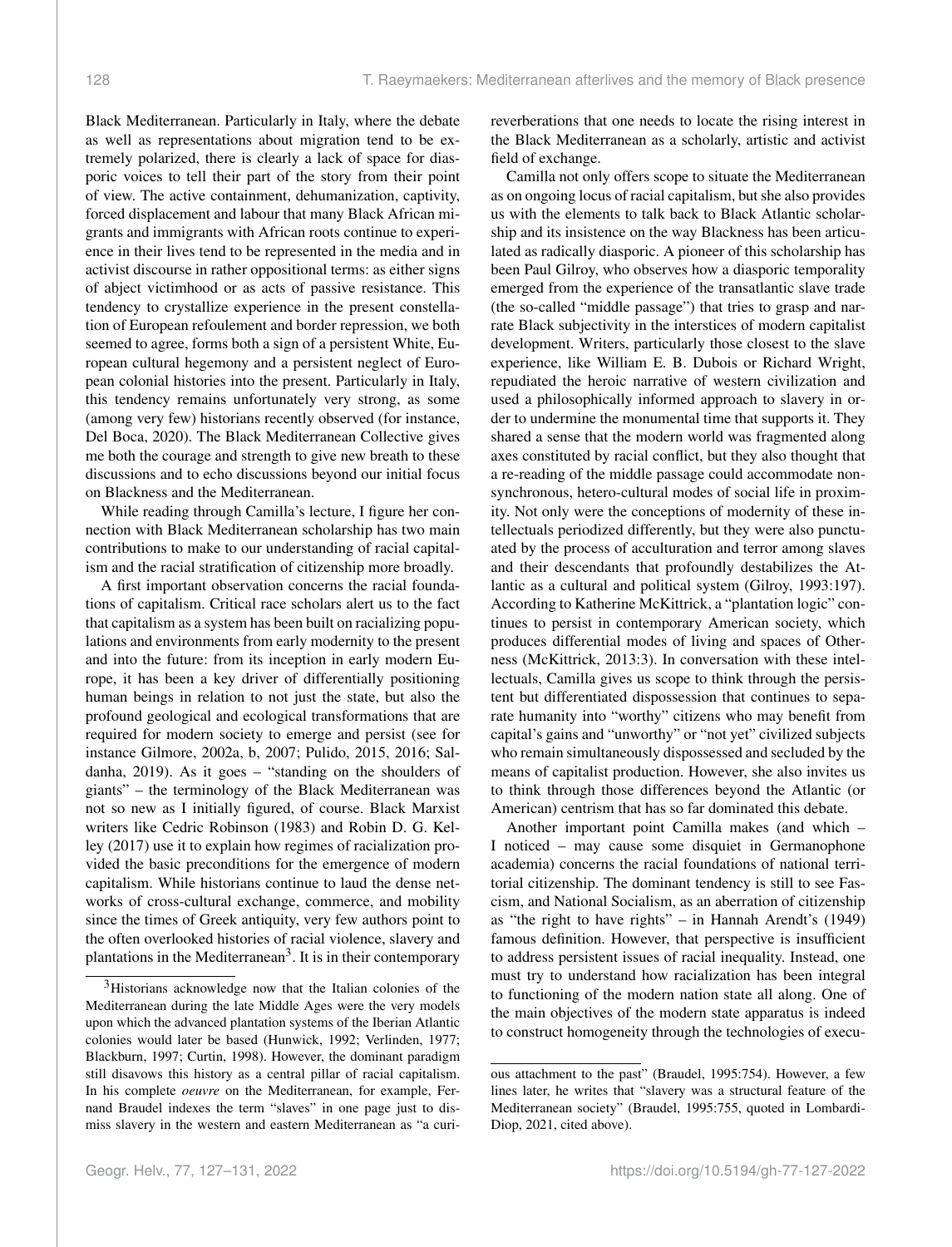Black Mediterranean. Particularly in Italy, where the debate as well as representations about migration tend to be extremely polarized, there is clearly a lack of space for diasporic voices to tell their part of the story from their point of view. The active containment, dehumanization, captivity, forced displacement and labour that many Black African migrants and immigrants with African roots continue to experience in their lives tend to be represented in the media and in activist discourse in rather oppositional terms: as either signs of abject victimhood or as acts of passive resistance. This tendency to crystallize experience in the present constellation of European refoulement and border repression, we both seemed to agree, forms both a sign of a persistent White, European cultural hegemony and a persistent neglect of European colonial histories into the present. Particularly in Italy, this tendency remains unfortunately very strong, as some (among very few) historians recently observed (for instance, Del Boca, 2020). The Black Mediterranean Collective gives me both the courage and strength to give new breath to these discussions and to echo discussions beyond our initial focus on Blackness and the Mediterranean.

While reading through Camilla's lecture, I figure her connection with Black Mediterranean scholarship has two main contributions to make to our understanding of racial capitalism and the racial stratification of citizenship more broadly.

A first important observation concerns the racial foundations of capitalism. Critical race scholars alert us to the fact that capitalism as a system has been built on racializing populations and environments from early modernity to the present and into the future: from its inception in early modern Europe, it has been a key driver of differentially positioning human beings in relation to not just the state, but also the profound geological and ecological transformations that are required for modern society to emerge and persist (see for instance Gilmore, 2002a, b, 2007; Pulido, 2015, 2016; Saldanha, 2019). As it goes – "standing on the shoulders of giants" – the terminology of the Black Mediterranean was not so new as I initially figured, of course. Black Marxist writers like Cedric Robinson (1983) and Robin D. G. Kelley (2017) use it to explain how regimes of racialization provided the basic preconditions for the emergence of modern capitalism. While historians continue to laud the dense networks of cross-cultural exchange, commerce, and mobility since the times of Greek antiquity, very few authors point to the often overlooked histories of racial violence, slavery and plantations in the Mediterranean[3]. It is in their contemporary reverberations that one needs to locate the rising interest in the Black Mediterranean as a scholarly, artistic and activist field of exchange.

Camilla not only offers scope to situate the Mediterranean as on ongoing locus of racial capitalism, but she also provides us with the elements to talk back to Black Atlantic scholarship and its insistence on the way Blackness has been articulated as radically diasporic. A pioneer of this scholarship has been Paul Gilroy, who observes how a diasporic temporality emerged from the experience of the transatlantic slave trade (the so-called "middle passage") that tries to grasp and narrate Black subjectivity in the interstices of modern capitalist development. Writers, particularly those closest to the slave experience, like William E. B. Dubois or Richard Wright, repudiated the heroic narrative of western civilization and used a philosophically informed approach to slavery in order to undermine the monumental time that supports it. They shared a sense that the modern world was fragmented along axes constituted by racial conflict, but they also thought that a re-reading of the middle passage could accommodate nonsynchronous, hetero-cultural modes of social life in proximity. Not only were the conceptions of modernity of these intellectuals periodized differently, but they were also punctuated by the process of acculturation and terror among slaves and their descendants that profoundly destabilizes the Atlantic as a cultural and political system (Gilroy, 1993:197). According to Katherine McKittrick, a "plantation logic" continues to persist in contemporary American society, which produces differential modes of living and spaces of Otherness (McKittrick, 2013:3). In conversation with these intellectuals, Camilla gives us scope to think through the persistent but differentiated dispossession that continues to separate humanity into "worthy" citizens who may benefit from capital's gains and "unworthy" or "not yet" civilized subjects who remain simultaneously dispossessed and secluded by the means of capitalist production. However, she also invites us to think through those differences beyond the Atlantic (or American) centrism that has so far dominated this debate.

Another important point Camilla makes (and which – I noticed – may cause some disquiet in Germanophone academia) concerns the racial foundations of national territorial citizenship. The dominant tendency is still to see Fascism, and National Socialism, as an aberration of citizenship as "the right to have rights" – in Hannah Arendt's (1949) famous definition. However, that perspective is insufficient to address persistent issues of racial inequality. Instead, one must try to understand how racialization has been integral to functioning of the modern nation state all along. One of the main objectives of the modern state apparatus is indeed to construct homogeneity through the technologies of execu-

[3] Historians acknowledge now that the Italian colonies of the Mediterranean during the late Middle Ages were the very models upon which the advanced plantation systems of the Iberian Atlantic colonies would later be based (Hunwick, 1992; Verlinden, 1977; Blackburn, 1997; Curtin, 1998). However, the dominant paradigm still disavows this history as a central pillar of racial capitalism. In his complete *oeuvre* on the Mediterranean, for example, Fernand Braudel indexes the term "slaves" in one page just to dismiss slavery in the western and eastern Mediterranean as "a curious attachment to the past" (Braudel, 1995:754). However, a few lines later, he writes that "slavery was a structural feature of the Mediterranean society" (Braudel, 1995:755, quoted in Lombardi-Diop, 2021, cited above).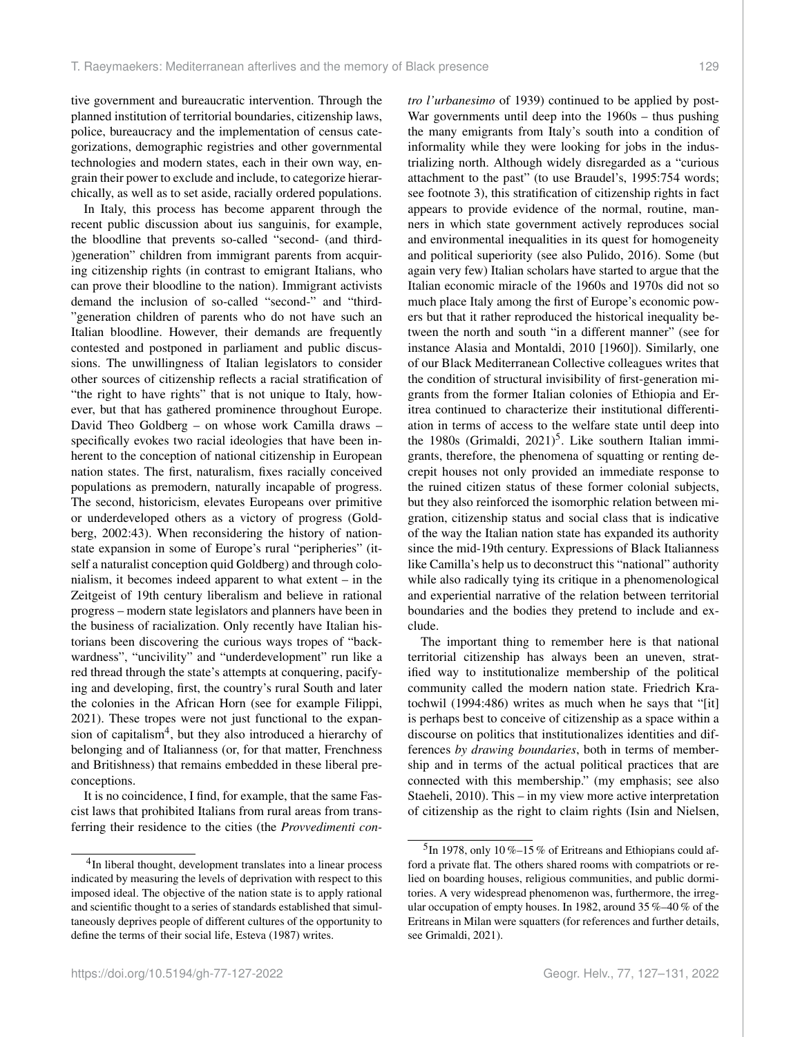tive government and bureaucratic intervention. Through the planned institution of territorial boundaries, citizenship laws, police, bureaucracy and the implementation of census categorizations, demographic registries and other governmental technologies and modern states, each in their own way, engrain their power to exclude and include, to categorize hierarchically, as well as to set aside, racially ordered populations.

In Italy, this process has become apparent through the recent public discussion about ius sanguinis, for example, the bloodline that prevents so-called "second- (and third-)generation" children from immigrant parents from acquiring citizenship rights (in contrast to emigrant Italians, who can prove their bloodline to the nation). Immigrant activists demand the inclusion of so-called "second-" and "third-"generation children of parents who do not have such an Italian bloodline. However, their demands are frequently contested and postponed in parliament and public discussions. The unwillingness of Italian legislators to consider other sources of citizenship reflects a racial stratification of "the right to have rights" that is not unique to Italy, however, but that has gathered prominence throughout Europe. David Theo Goldberg – on whose work Camilla draws – specifically evokes two racial ideologies that have been inherent to the conception of national citizenship in European nation states. The first, naturalism, fixes racially conceived populations as premodern, naturally incapable of progress. The second, historicism, elevates Europeans over primitive or underdeveloped others as a victory of progress (Goldberg, 2002:43). When reconsidering the history of nation-state expansion in some of Europe's rural "peripheries" (itself a naturalist conception quid Goldberg) and through colonialism, it becomes indeed apparent to what extent – in the Zeitgeist of 19th century liberalism and believe in rational progress – modern state legislators and planners have been in the business of racialization. Only recently have Italian historians been discovering the curious ways tropes of "backwardness", "uncivility" and "underdevelopment" run like a red thread through the state's attempts at conquering, pacifying and developing, first, the country's rural South and later the colonies in the African Horn (see for example Filippi, 2021). These tropes were not just functional to the expansion of capitalism[4], but they also introduced a hierarchy of belonging and of Italianness (or, for that matter, Frenchness and Britishness) that remains embedded in these liberal preconceptions.

It is no coincidence, I find, for example, that the same Fascist laws that prohibited Italians from rural areas from transferring their residence to the cities (the *Provvedimenti contro l'urbanesimo* of 1939) continued to be applied by post-War governments until deep into the 1960s – thus pushing the many emigrants from Italy's south into a condition of informality while they were looking for jobs in the industrializing north. Although widely disregarded as a "curious attachment to the past" (to use Braudel's, 1995:754 words; see footnote 3), this stratification of citizenship rights in fact appears to provide evidence of the normal, routine, manners in which state government actively reproduces social and environmental inequalities in its quest for homogeneity and political superiority (see also Pulido, 2016). Some (but again very few) Italian scholars have started to argue that the Italian economic miracle of the 1960s and 1970s did not so much place Italy among the first of Europe's economic powers but that it rather reproduced the historical inequality between the north and south "in a different manner" (see for instance Alasia and Montaldi, 2010 [1960]). Similarly, one of our Black Mediterranean Collective colleagues writes that the condition of structural invisibility of first-generation migrants from the former Italian colonies of Ethiopia and Eritrea continued to characterize their institutional differentiation in terms of access to the welfare state until deep into the 1980s (Grimaldi, 2021)[5]. Like southern Italian immigrants, therefore, the phenomena of squatting or renting decrepit houses not only provided an immediate response to the ruined citizen status of these former colonial subjects, but they also reinforced the isomorphic relation between migration, citizenship status and social class that is indicative of the way the Italian nation state has expanded its authority since the mid-19th century. Expressions of Black Italianness like Camilla's help us to deconstruct this "national" authority while also radically tying its critique in a phenomenological and experiential narrative of the relation between territorial boundaries and the bodies they pretend to include and exclude.

The important thing to remember here is that national territorial citizenship has always been an uneven, stratified way to institutionalize membership of the political community called the modern nation state. Friedrich Kratochwil (1994:486) writes as much when he says that "[it] is perhaps best to conceive of citizenship as a space within a discourse on politics that institutionalizes identities and differences *by drawing boundaries*, both in terms of membership and in terms of the actual political practices that are connected with this membership." (my emphasis; see also Staeheli, 2010). This – in my view more active interpretation of citizenship as the right to claim rights (Isin and Nielsen,

[4] In liberal thought, development translates into a linear process indicated by measuring the levels of deprivation with respect to this imposed ideal. The objective of the nation state is to apply rational and scientific thought to a series of standards established that simultaneously deprives people of different cultures of the opportunity to define the terms of their social life, Esteva (1987) writes.

[5] In 1978, only 10 %–15 % of Eritreans and Ethiopians could afford a private flat. The others shared rooms with compatriots or relied on boarding houses, religious communities, and public dormitories. A very widespread phenomenon was, furthermore, the irregular occupation of empty houses. In 1982, around 35 %–40 % of the Eritreans in Milan were squatters (for references and further details, see Grimaldi, 2021).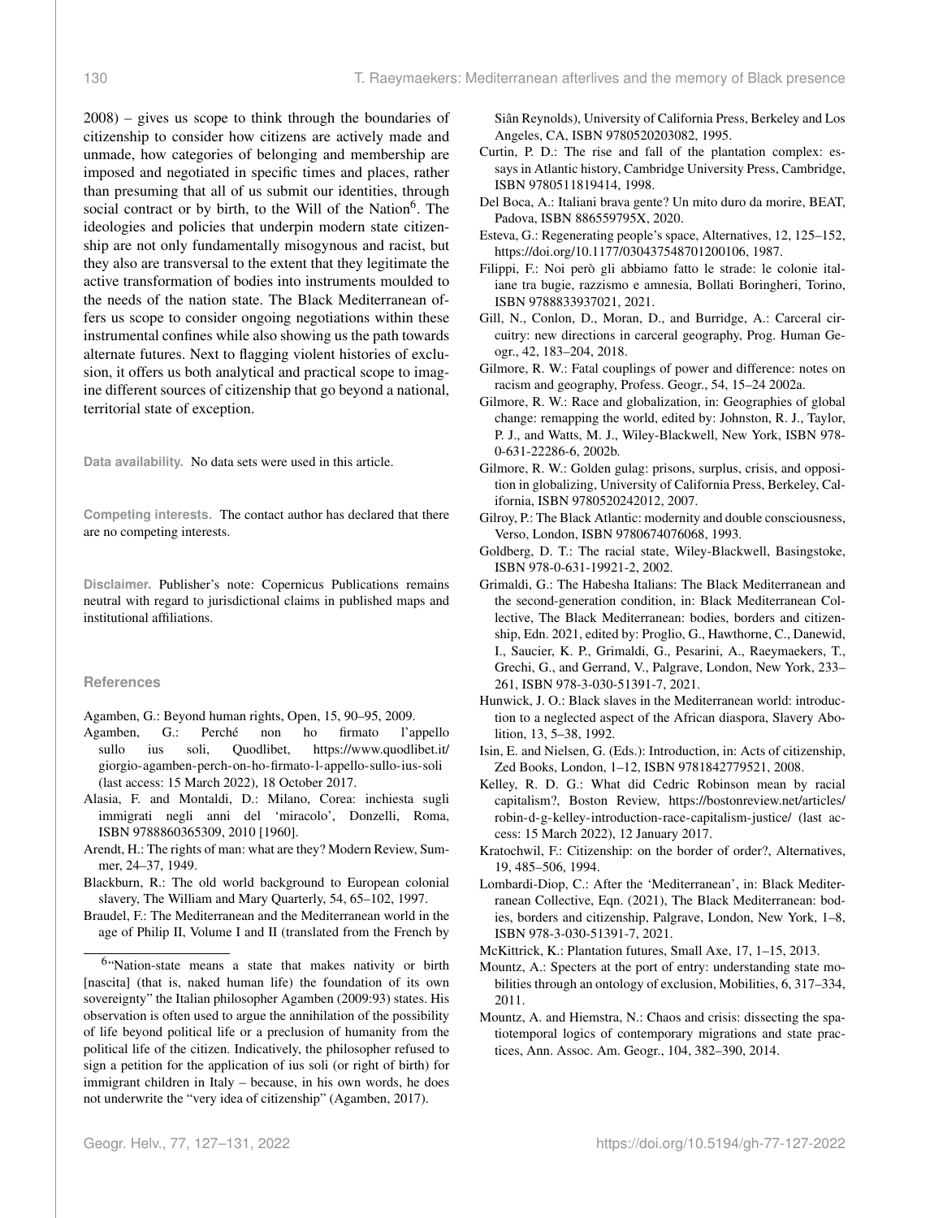2008) – gives us scope to think through the boundaries of citizenship to consider how citizens are actively made and unmade, how categories of belonging and membership are imposed and negotiated in specific times and places, rather than presuming that all of us submit our identities, through social contract or by birth, to the Will of the Nation[6]. The ideologies and policies that underpin modern state citizenship are not only fundamentally misogynous and racist, but they also are transversal to the extent that they legitimate the active transformation of bodies into instruments moulded to the needs of the nation state. The Black Mediterranean offers us scope to consider ongoing negotiations within these instrumental confines while also showing us the path towards alternate futures. Next to flagging violent histories of exclusion, it offers us both analytical and practical scope to imagine different sources of citizenship that go beyond a national, territorial state of exception.

**Data availability.** No data sets were used in this article.

**Competing interests.** The contact author has declared that there are no competing interests.

**Disclaimer.** Publisher's note: Copernicus Publications remains neutral with regard to jurisdictional claims in published maps and institutional affiliations.

## References

Agamben, G.: Beyond human rights, Open, 15, 90–95, 2009.

Agamben, G.: Perché non ho firmato l'appello sullo ius soli, Quodlibet, https://www.quodlibet.it/giorgio-agamben-perch-on-ho-firmato-l-appello-sullo-ius-soli (last access: 15 March 2022), 18 October 2017.

Alasia, F. and Montaldi, D.: Milano, Corea: inchiesta sugli immigrati negli anni del 'miracolo', Donzelli, Roma, ISBN 9788860365309, 2010 [1960].

Arendt, H.: The rights of man: what are they? Modern Review, Summer, 24–37, 1949.

Blackburn, R.: The old world background to European colonial slavery, The William and Mary Quarterly, 54, 65–102, 1997.

Braudel, F.: The Mediterranean and the Mediterranean world in the age of Philip II, Volume I and II (translated from the French by Siân Reynolds), University of California Press, Berkeley and Los Angeles, CA, ISBN 9780520203082, 1995.

Curtin, P. D.: The rise and fall of the plantation complex: essays in Atlantic history, Cambridge University Press, Cambridge, ISBN 9780511819414, 1998.

Del Boca, A.: Italiani brava gente? Un mito duro da morire, BEAT, Padova, ISBN 886559795X, 2020.

Esteva, G.: Regenerating people's space, Alternatives, 12, 125–152, https://doi.org/10.1177/030437548701200106, 1987.

Filippi, F.: Noi però gli abbiamo fatto le strade: le colonie italiane tra bugie, razzismo e amnesia, Bollati Boringheri, Torino, ISBN 9788833937021, 2021.

Gill, N., Conlon, D., Moran, D., and Burridge, A.: Carceral circuitry: new directions in carceral geography, Prog. Human Geogr., 42, 183–204, 2018.

Gilmore, R. W.: Fatal couplings of power and difference: notes on racism and geography, Profess. Geogr., 54, 15–24 2002a.

Gilmore, R. W.: Race and globalization, in: Geographies of global change: remapping the world, edited by: Johnston, R. J., Taylor, P. J., and Watts, M. J., Wiley-Blackwell, New York, ISBN 978-0-631-22286-6, 2002b.

Gilmore, R. W.: Golden gulag: prisons, surplus, crisis, and opposition in globalizing, University of California Press, Berkeley, California, ISBN 9780520242012, 2007.

Gilroy, P.: The Black Atlantic: modernity and double consciousness, Verso, London, ISBN 9780674076068, 1993.

Goldberg, D. T.: The racial state, Wiley-Blackwell, Basingstoke, ISBN 978-0-631-19921-2, 2002.

Grimaldi, G.: The Habesha Italians: The Black Mediterranean and the second-generation condition, in: Black Mediterranean Collective, The Black Mediterranean: bodies, borders and citizenship, Edn. 2021, edited by: Proglio, G., Hawthorne, C., Danewid, I., Saucier, K. P., Grimaldi, G., Pesarini, A., Raeymaekers, T., Grechi, G., and Gerrand, V., Palgrave, London, New York, 233–261, ISBN 978-3-030-51391-7, 2021.

Hunwick, J. O.: Black slaves in the Mediterranean world: introduction to a neglected aspect of the African diaspora, Slavery Abolition, 13, 5–38, 1992.

Isin, E. and Nielsen, G. (Eds.): Introduction, in: Acts of citizenship, Zed Books, London, 1–12, ISBN 9781842779521, 2008.

Kelley, R. D. G.: What did Cedric Robinson mean by racial capitalism?, Boston Review, https://bostonreview.net/articles/robin-d-g-kelley-introduction-race-capitalism-justice/ (last access: 15 March 2022), 12 January 2017.

Kratochwil, F.: Citizenship: on the border of order?, Alternatives, 19, 485–506, 1994.

Lombardi-Diop, C.: After the 'Mediterranean', in: Black Mediterranean Collective, Eqn. (2021), The Black Mediterranean: bodies, borders and citizenship, Palgrave, London, New York, 1–8, ISBN 978-3-030-51391-7, 2021.

McKittrick, K.: Plantation futures, Small Axe, 17, 1–15, 2013.

Mountz, A.: Specters at the port of entry: understanding state mobilities through an ontology of exclusion, Mobilities, 6, 317–334, 2011.

Mountz, A. and Hiemstra, N.: Chaos and crisis: dissecting the spatiotemporal logics of contemporary migrations and state practices, Ann. Assoc. Am. Geogr., 104, 382–390, 2014.

[6]"Nation-state means a state that makes nativity or birth [nascita] (that is, naked human life) the foundation of its own sovereignty" the Italian philosopher Agamben (2009:93) states. His observation is often used to argue the annihilation of the possibility of life beyond political life or a preclusion of humanity from the political life of the citizen. Indicatively, the philosopher refused to sign a petition for the application of ius soli (or right of birth) for immigrant children in Italy – because, in his own words, he does not underwrite the "very idea of citizenship" (Agamben, 2017).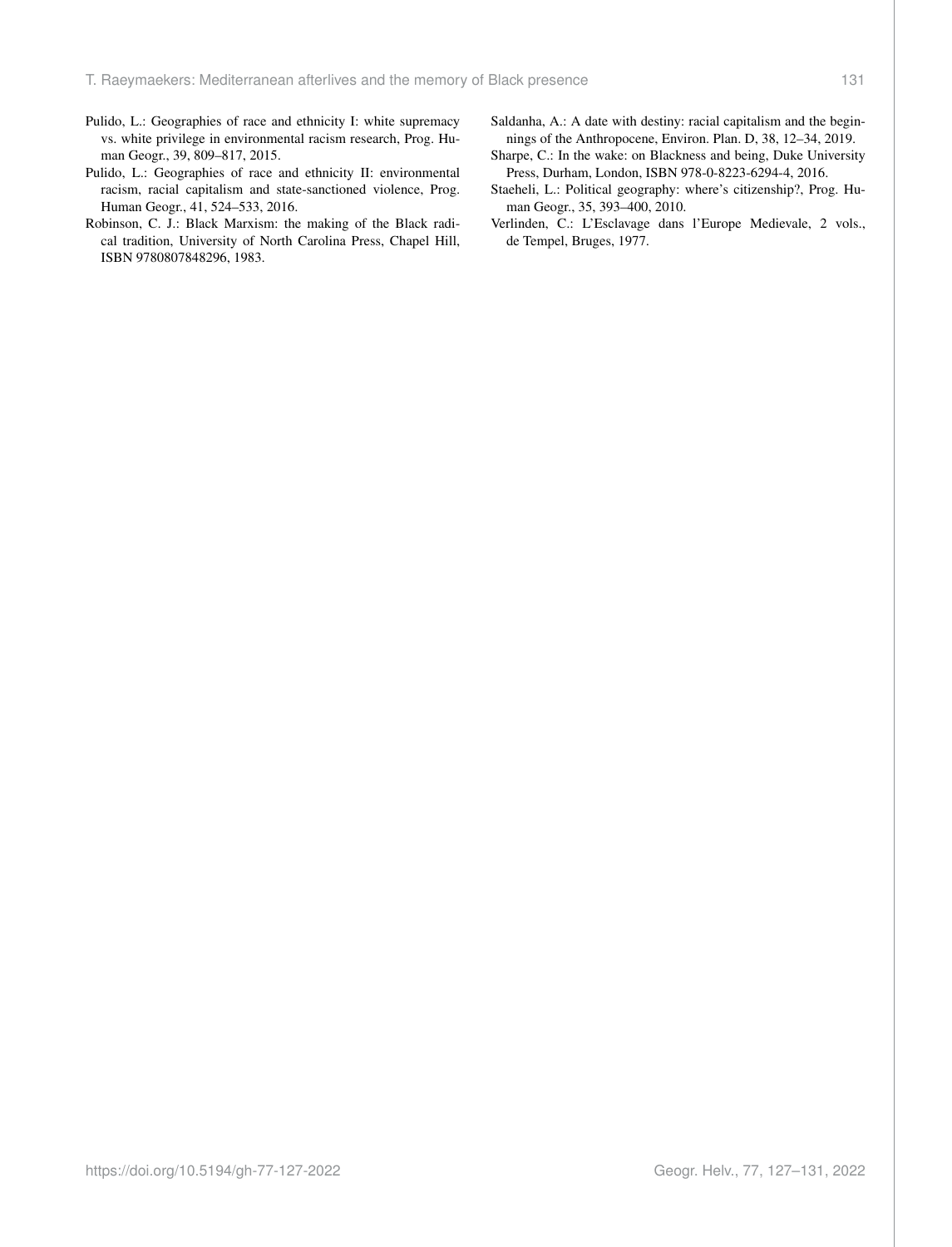Pulido, L.: Geographies of race and ethnicity I: white supremacy vs. white privilege in environmental racism research, Prog. Human Geogr., 39, 809–817, 2015.

Pulido, L.: Geographies of race and ethnicity II: environmental racism, racial capitalism and state-sanctioned violence, Prog. Human Geogr., 41, 524–533, 2016.

Robinson, C. J.: Black Marxism: the making of the Black radical tradition, University of North Carolina Press, Chapel Hill, ISBN 9780807848296, 1983.

Saldanha, A.: A date with destiny: racial capitalism and the beginnings of the Anthropocene, Environ. Plan. D, 38, 12–34, 2019.

Sharpe, C.: In the wake: on Blackness and being, Duke University Press, Durham, London, ISBN 978-0-8223-6294-4, 2016.

Staeheli, L.: Political geography: where's citizenship?, Prog. Human Geogr., 35, 393–400, 2010.

Verlinden, C.: L'Esclavage dans l'Europe Medievale, 2 vols., de Tempel, Bruges, 1977.